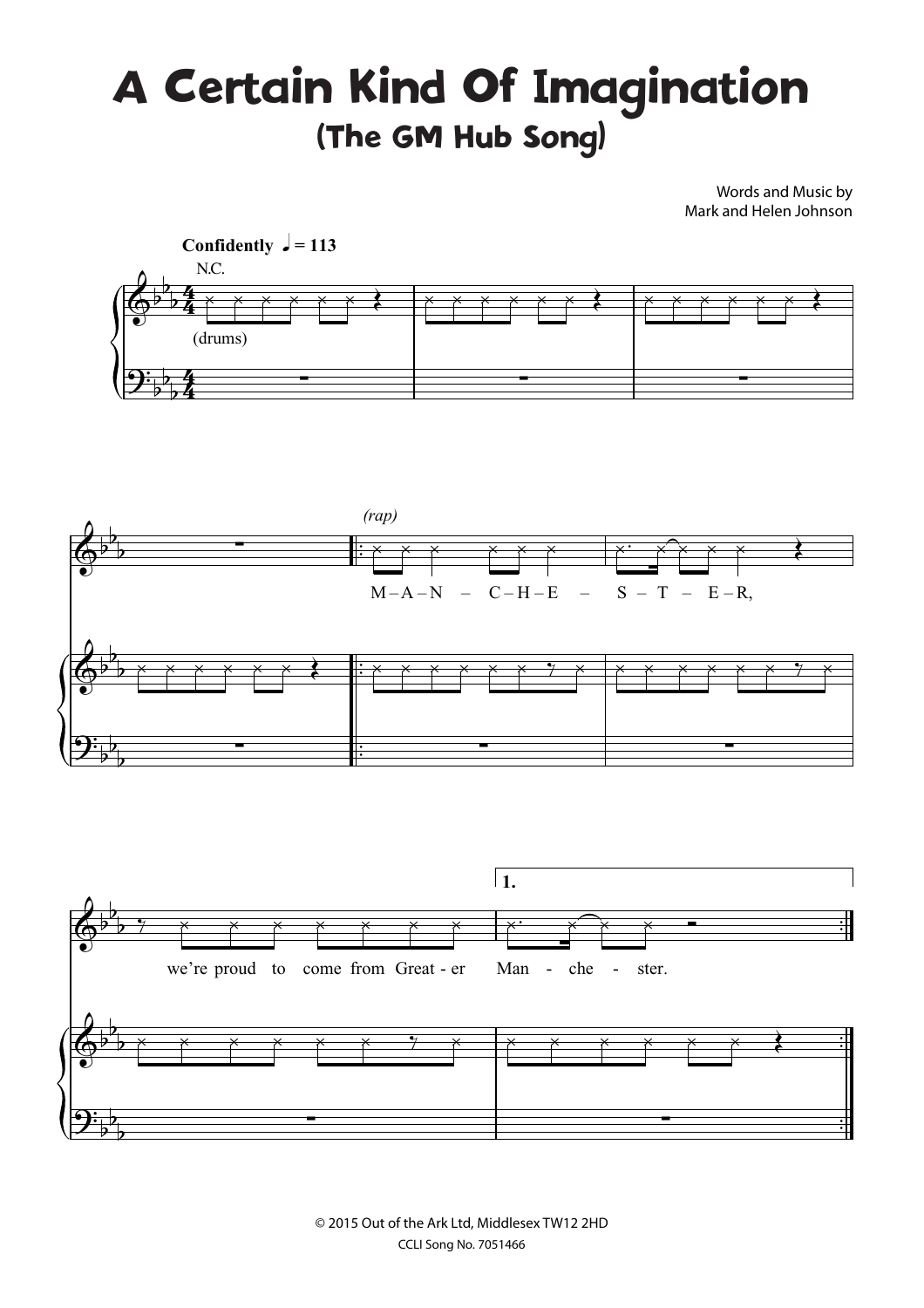# A Certain Kind Of Imagination

## (The GM Hub Song)

Words and Music by
Mark and Helen Johnson

**Confidently** ♩ = 113

N.C.

(drums)

*(rap)*

M – A – N – C – H – E – S – T – E – R,

we're proud to come from Great - er Man - che - ster.

1.

© 2015 Out of the Ark Ltd, Middlesex TW12 2HD
CCLI Song No. 7051466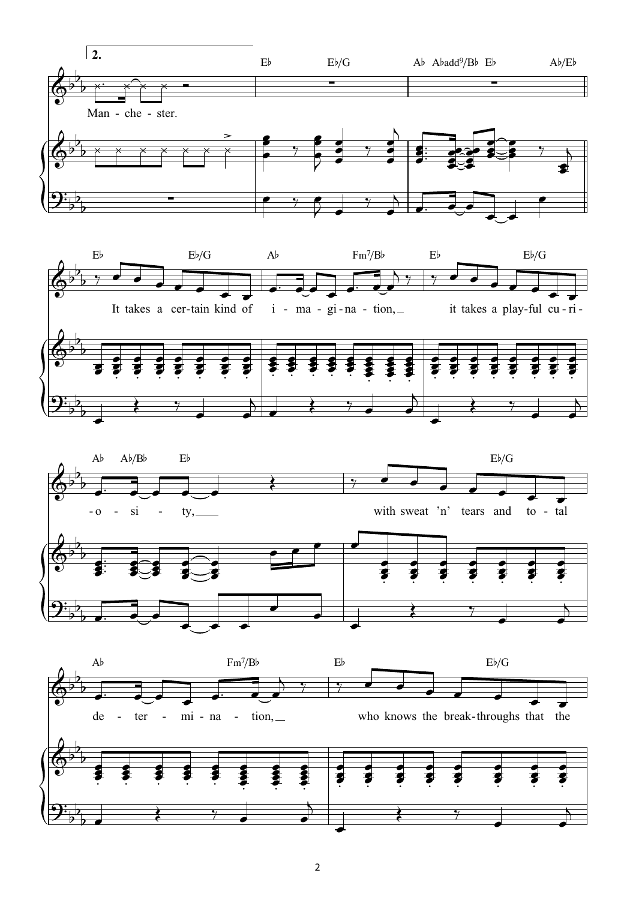2.

E♭ E♭/G A♭ A♭add9/B♭ E♭ A♭/E♭

Man - che - ster.

E♭ E♭/G A♭ Fm7/B♭ E♭ E♭/G

It takes a cer-tain kind of i - ma - gi - na - tion, it takes a play-ful cu - ri -

A♭ A♭/B♭ E♭ E♭/G

- o - si - ty, with sweat 'n' tears and to - tal

A♭ Fm7/B♭ E♭ E♭/G

de - ter - mi - na - tion, who knows the break-throughs that the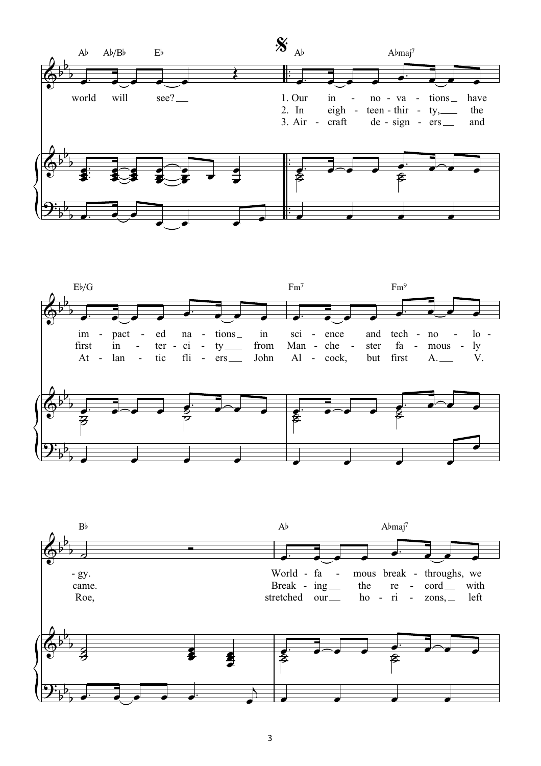Ab Ab/Bb Eb | 𝄋 Ab Abmaj7

world will see?

1. Our in - no - va - tions have
2. In eigh - teen - thir - ty, the
3. Air - craft de - sign - ers and

Eb/G | Fm7 Fm9

im - pact - ed na - tions in sci - ence and tech - no - lo -
first in - ter - ci - ty from Man - che - ster fa - mous - ly
At - lan - tic fli - ers John Al - cock, but first A. V.

Bb | Ab Abmaj7

- gy. World - fa - mous break - throughs, we
came. Break - ing the re - cord with
Roe, stretched our ho - ri - zons, left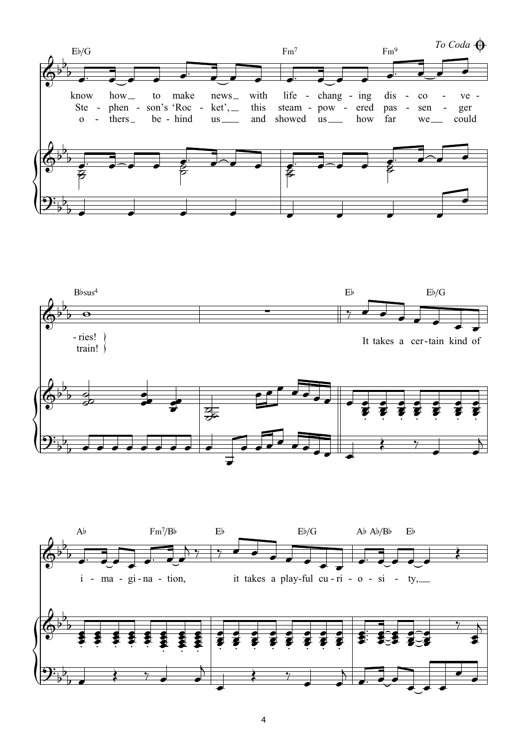Eb/G Fm7 Fm9 *To Coda*

know how to make news with life-chang-ing dis-co-ve-ries!
Ste-phen-son's 'Roc-ket', this steam-pow-ered pas-sen-ger train!
o-thers be-hind us and showed us how far we could

Bbsus4 Eb Eb/G

It takes a cer-tain kind of

Ab Fm7/Bb Eb Eb/G Ab Ab/Bb Eb

i-ma-gi-na-tion, it takes a play-ful cu-ri-o-si-ty,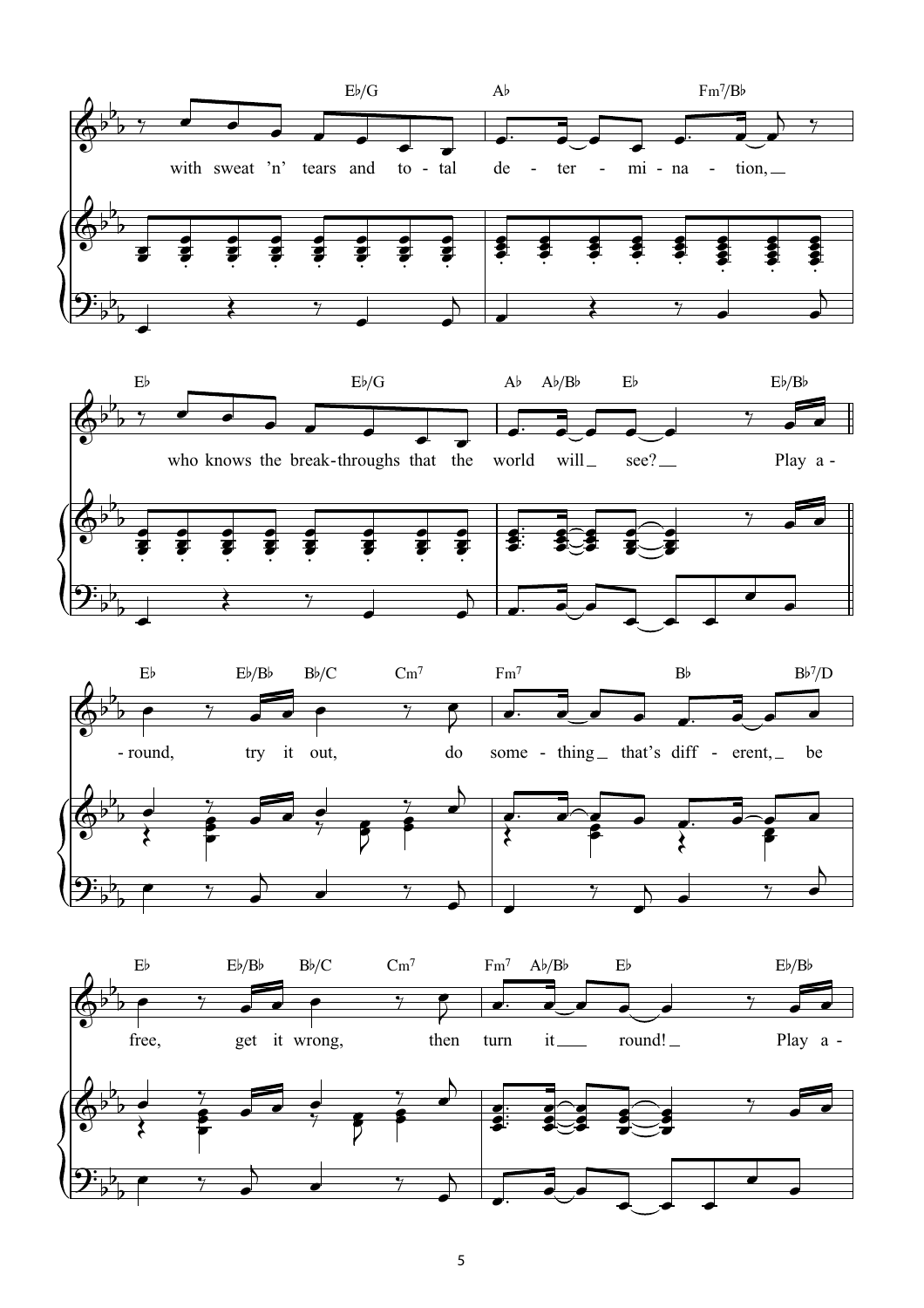E♭/G A♭ Fm7/B♭

with sweat 'n' tears and to - tal de - ter - mi - na - tion,

E♭ E♭/G A♭ A♭/B♭ E♭ E♭/B♭

who knows the break - throughs that the world will see? Play a -

E♭ E♭/B♭ B♭/C Cm7 Fm7 B♭ B♭7/D

- round, try it out, do some - thing that's diff - erent, be

E♭ E♭/B♭ B♭/C Cm7 Fm7 A♭/B♭ E♭ E♭/B♭

free, get it wrong, then turn it round! Play a -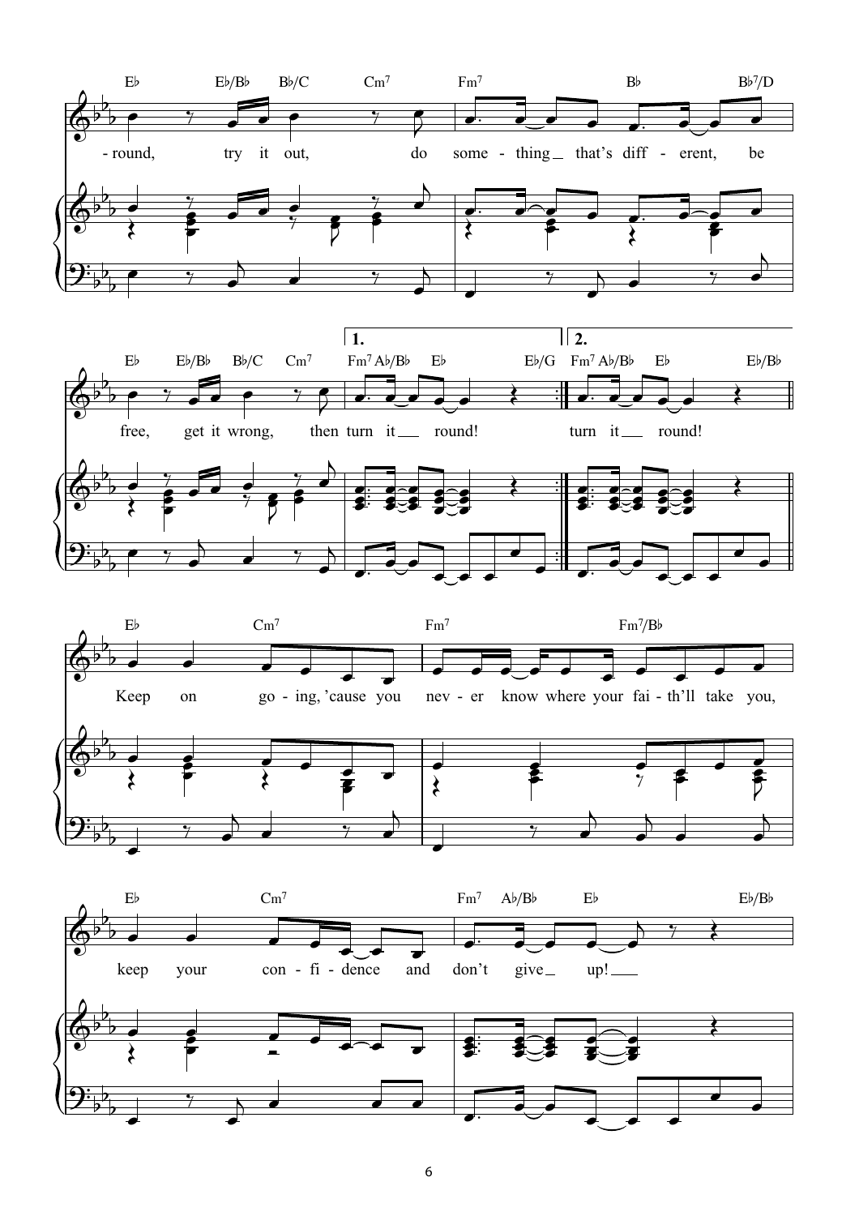Eb Eb/Bb Bb/C Cm7 Fm7 Bb Bb7/D

-round, try it out, do some - thing_ that's diff - erent, be

Eb Eb/Bb Bb/C Cm7 **1.** Fm7 Ab/Bb Eb Eb/G **2.** Fm7 Ab/Bb Eb Eb/Bb

free, get it wrong, then turn it_ round! turn it_ round!

Eb Cm7 Fm7 Fm7/Bb

Keep on go - ing, 'cause you nev - er know where your fai - th'll take you,

Eb Cm7 Fm7 Ab/Bb Eb Eb/Bb

keep your con - fi - dence and don't give_ up!_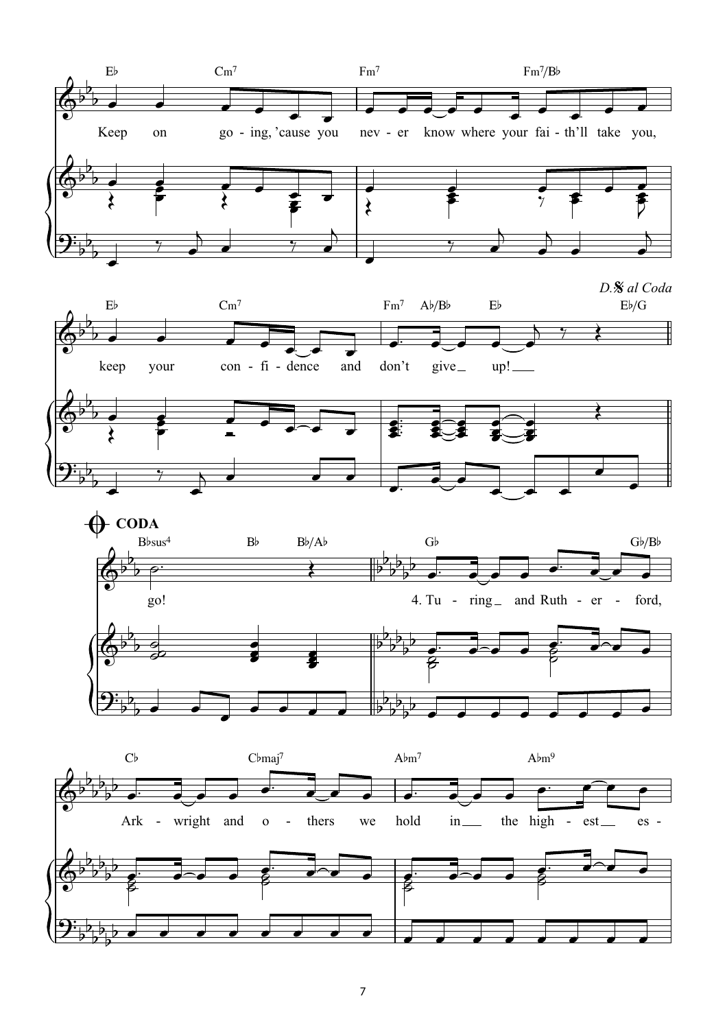Eb Cm7 Fm7 Fm7/Bb

Keep on go - ing, 'cause you nev - er know where your fai - th'll take you,

Eb Cm7 Fm7 Ab/Bb Eb Eb/G

*D.𝄋 al Coda*

keep your con - fi - dence and don't give _ up! _

**CODA**

Bbsus4 Bb Bb/Ab Gb Gb/Bb

go! 4. Tu - ring _ and Ruth - er - ford,

Cb Cbmaj7 Abm7 Abm9

Ark - wright and o - thers we hold in _ the high - est _ es -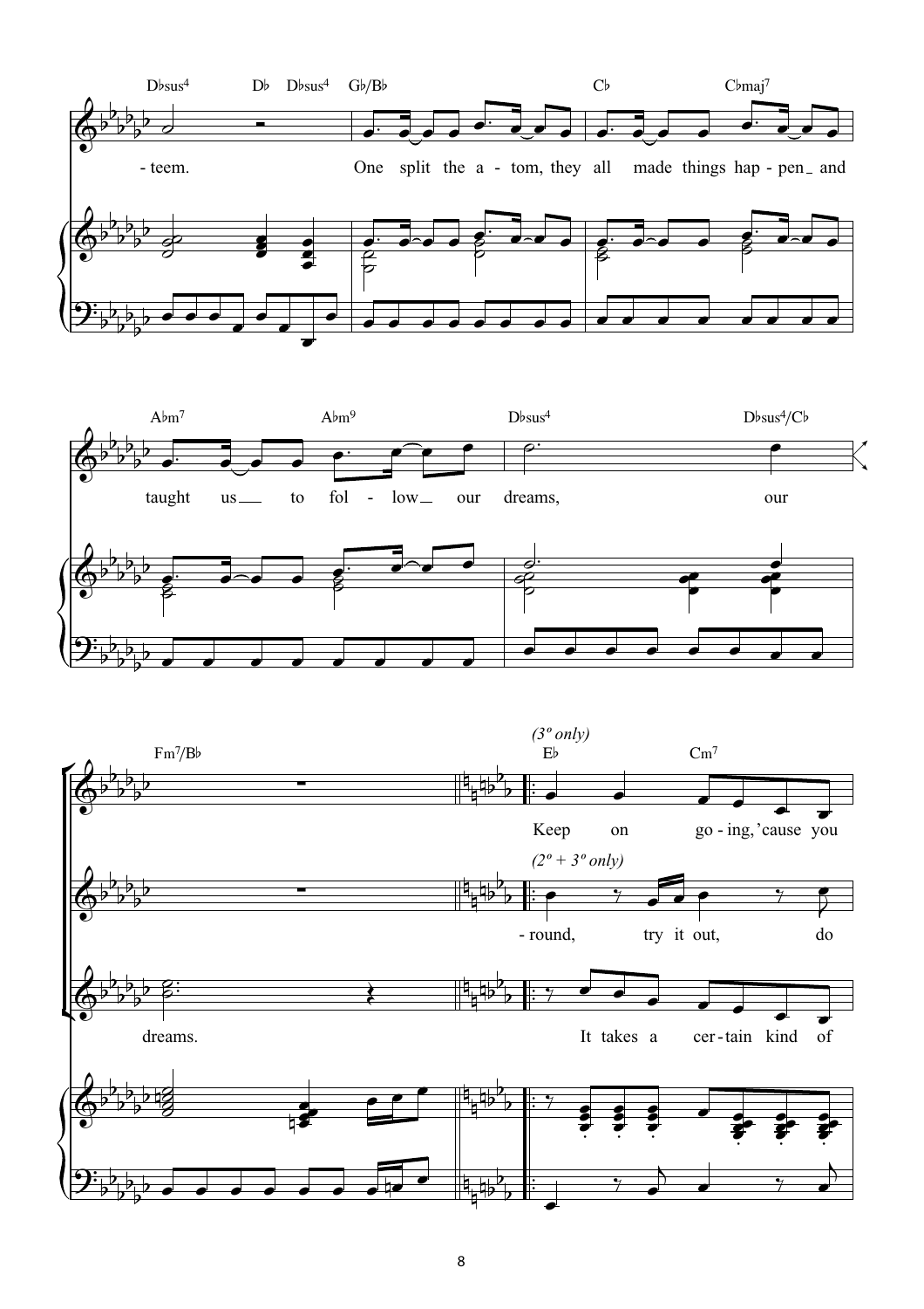Dbsus4 Db Dbsus4 Gb/Bb Cb Cbmaj7

- teem. One split the a - tom, they all made things hap - pen _ and

Abm7 Abm9 Dbsus4 Dbsus4/Cb

taught us __ to fol - low _ our dreams, our

Fm7/Bb

*(3º only)*

Eb Cm7

Keep on go - ing, 'cause you

*(2º + 3º only)*

- round, try it out, do

dreams. It takes a cer - tain kind of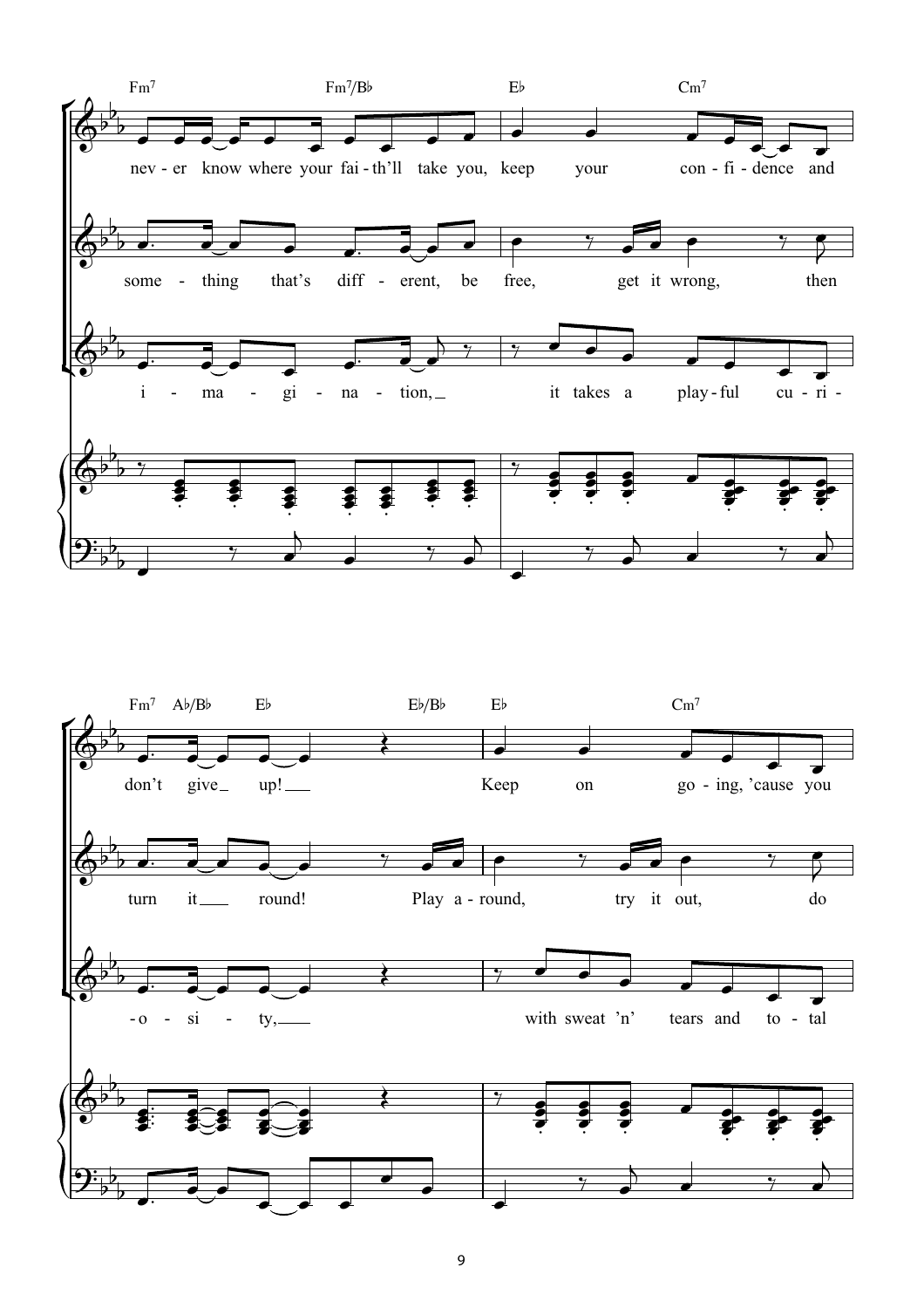Fm7 Fm7/B♭ E♭ Cm7

nev - er know where your fai - th'll take you, keep your con - fi - dence and

some - thing that's diff - erent, be free, get it wrong, then

i - ma - gi - na - tion, it takes a play - ful cu - ri -

Fm7 A♭/B♭ E♭ E♭/B♭ E♭ Cm7

don't give up! Keep on go - ing, 'cause you

turn it round! Play a - round, try it out, do

- o - si - ty, with sweat 'n' tears and to - tal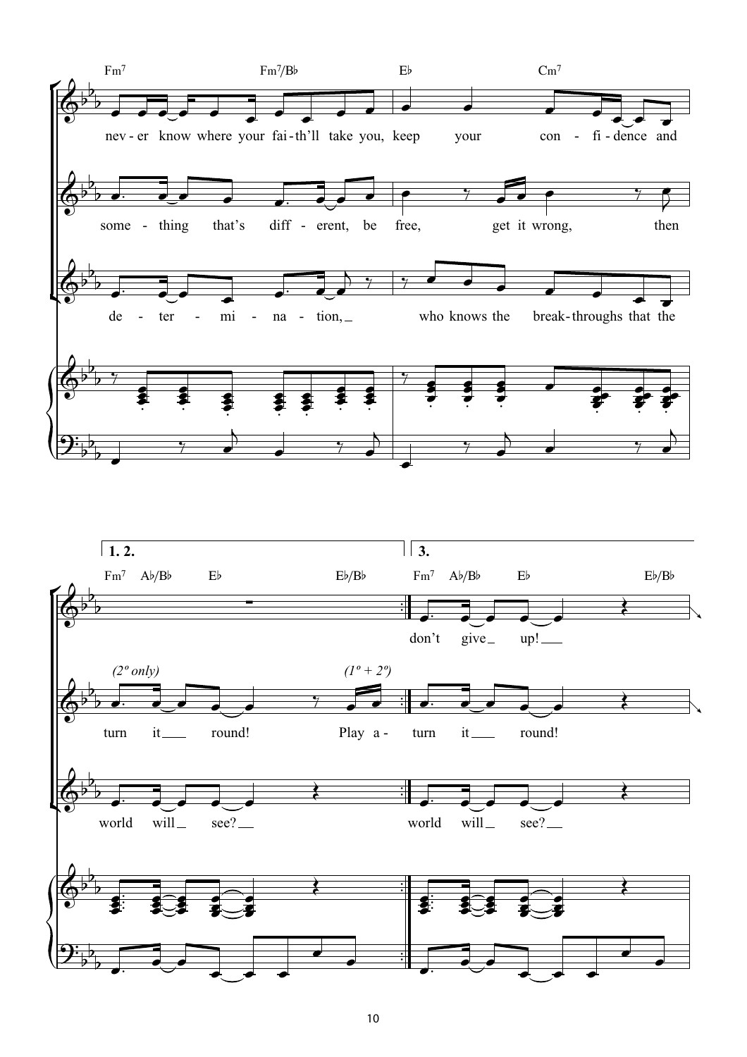Fm7 Fm7/B♭ E♭ Cm7

nev - er know where your fai - th'll take you, keep your con - fi - dence and

some - thing that's diff - erent, be free, get it wrong, then

de - ter - mi - na - tion, who knows the break - throughs that the

**1. 2.** **3.**

Fm7 A♭/B♭ E♭ E♭/B♭ Fm7 A♭/B♭ E♭ E♭/B♭

don't give up!

*(2º only)* *(1º + 2º)*

turn it round! Play a - turn it round!

world will see? world will see?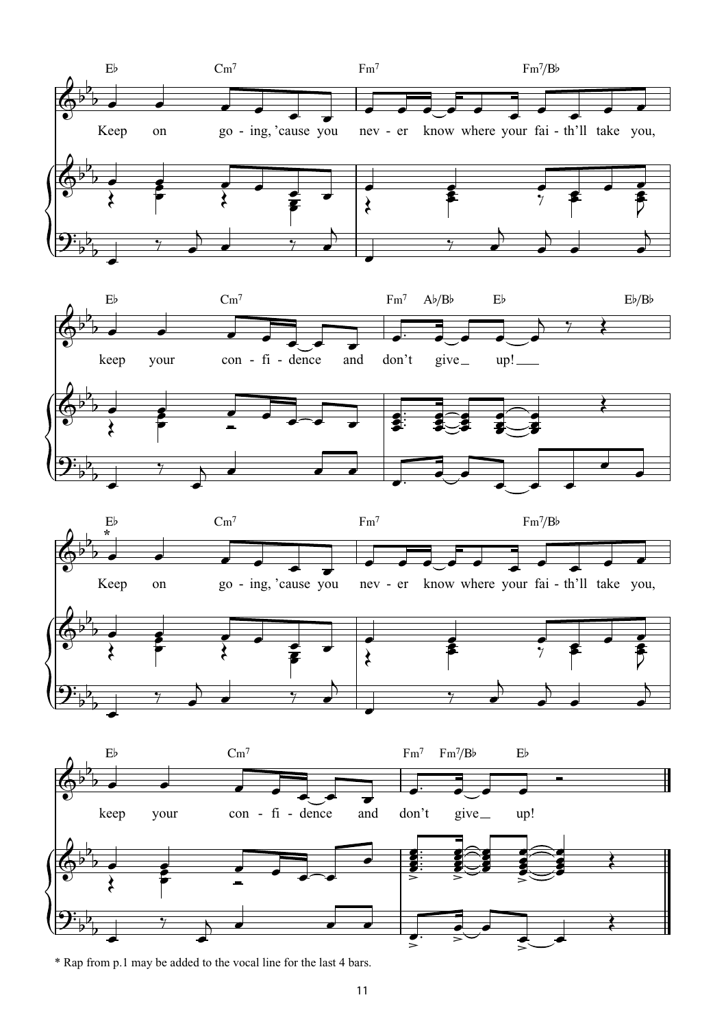* Rap from p.1 may be added to the vocal line for the last 4 bars.